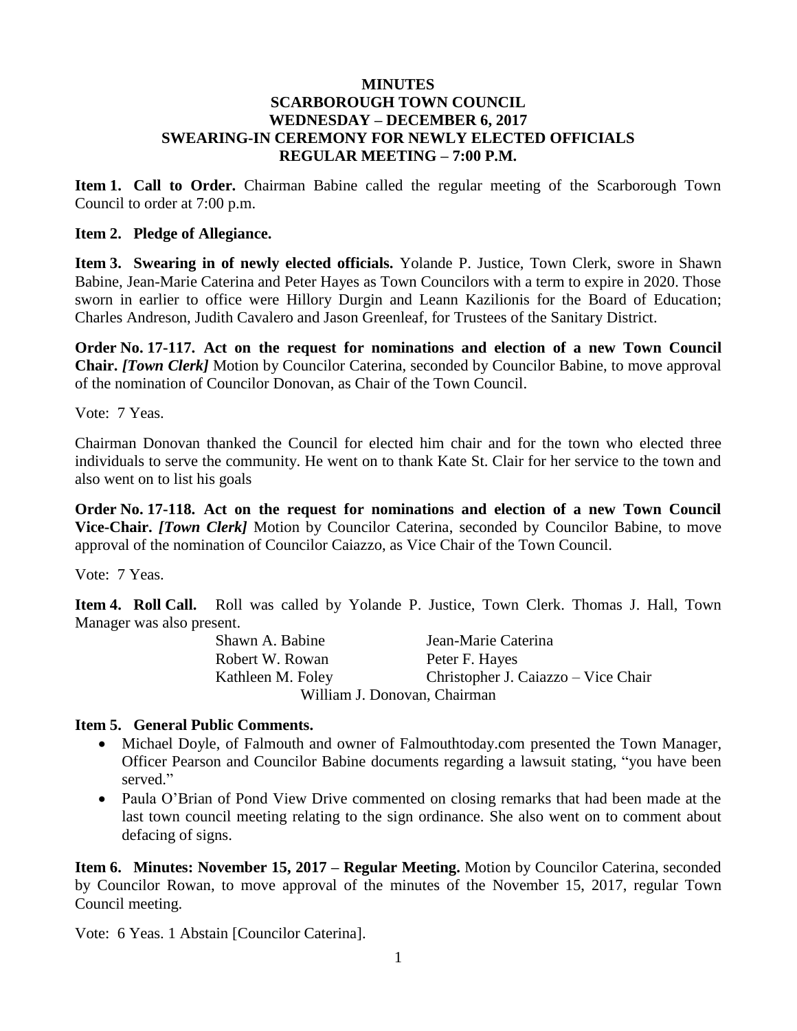# MINUTES
## SCARBOROUGH TOWN COUNCIL
## WEDNESDAY – DECEMBER 6, 2017
## SWEARING-IN CEREMONY FOR NEWLY ELECTED OFFICIALS
## REGULAR MEETING – 7:00 P.M.

**Item 1. Call to Order.** Chairman Babine called the regular meeting of the Scarborough Town Council to order at 7:00 p.m.

**Item 2. Pledge of Allegiance.**

**Item 3. Swearing in of newly elected officials.** Yolande P. Justice, Town Clerk, swore in Shawn Babine, Jean-Marie Caterina and Peter Hayes as Town Councilors with a term to expire in 2020. Those sworn in earlier to office were Hillory Durgin and Leann Kazilionis for the Board of Education; Charles Andreson, Judith Cavalero and Jason Greenleaf, for Trustees of the Sanitary District.

**Order No. 17-117. Act on the request for nominations and election of a new Town Council Chair.** ***[Town Clerk]*** Motion by Councilor Caterina, seconded by Councilor Babine, to move approval of the nomination of Councilor Donovan, as Chair of the Town Council.

Vote: 7 Yeas.

Chairman Donovan thanked the Council for elected him chair and for the town who elected three individuals to serve the community. He went on to thank Kate St. Clair for her service to the town and also went on to list his goals

**Order No. 17-118. Act on the request for nominations and election of a new Town Council Vice-Chair.** ***[Town Clerk]*** Motion by Councilor Caterina, seconded by Councilor Babine, to move approval of the nomination of Councilor Caiazzo, as Vice Chair of the Town Council.

Vote: 7 Yeas.

**Item 4. Roll Call.** Roll was called by Yolande P. Justice, Town Clerk. Thomas J. Hall, Town Manager was also present.

Shawn A. Babine
Jean-Marie Caterina
Robert W. Rowan
Peter F. Hayes
Kathleen M. Foley
Christopher J. Caiazzo – Vice Chair
William J. Donovan, Chairman

**Item 5. General Public Comments.**

- Michael Doyle, of Falmouth and owner of Falmouthtoday.com presented the Town Manager, Officer Pearson and Councilor Babine documents regarding a lawsuit stating, "you have been served."
- Paula O'Brian of Pond View Drive commented on closing remarks that had been made at the last town council meeting relating to the sign ordinance. She also went on to comment about defacing of signs.

**Item 6. Minutes: November 15, 2017 – Regular Meeting.** Motion by Councilor Caterina, seconded by Councilor Rowan, to move approval of the minutes of the November 15, 2017, regular Town Council meeting.

Vote: 6 Yeas. 1 Abstain [Councilor Caterina].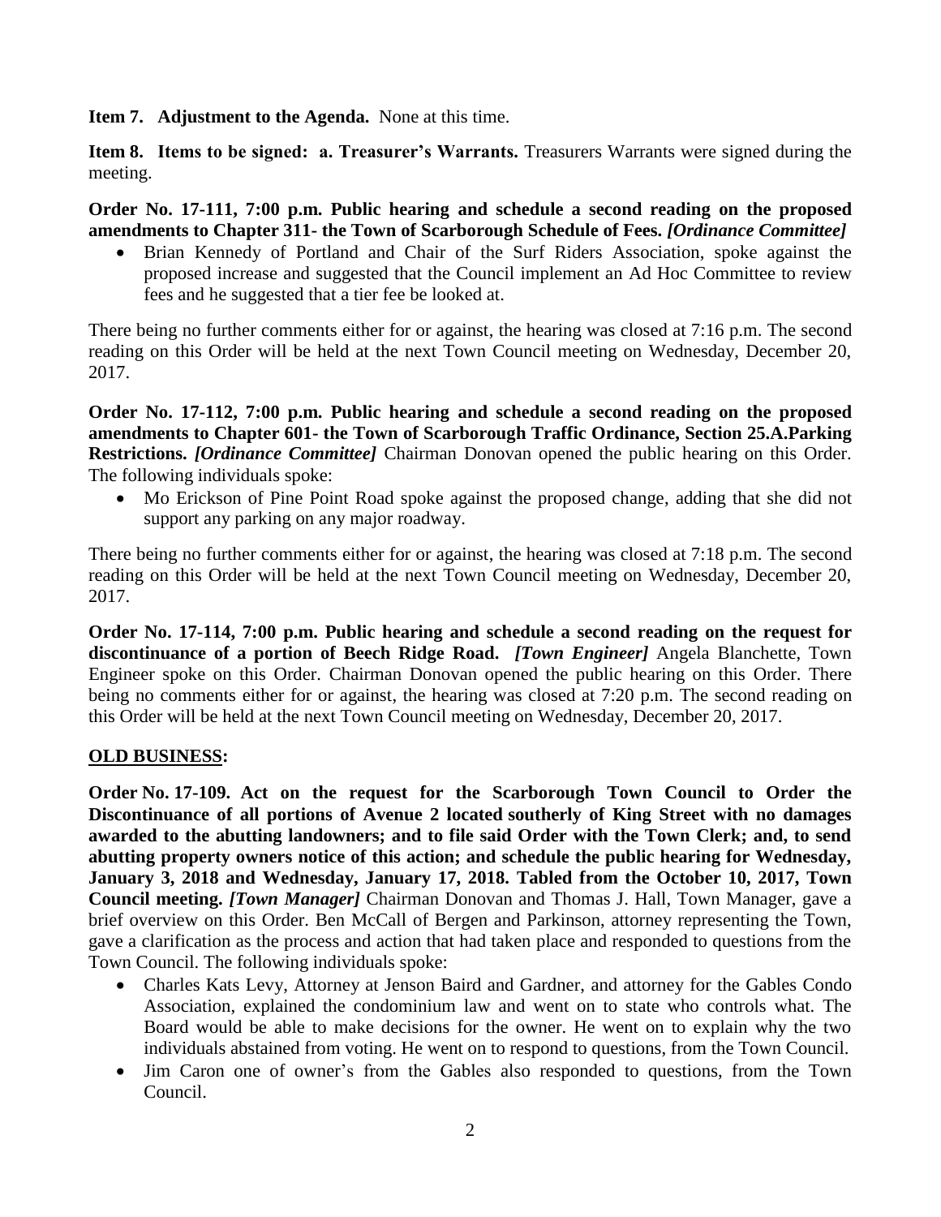**Item 7. Adjustment to the Agenda.** None at this time.

**Item 8. Items to be signed: a. Treasurer's Warrants.** Treasurers Warrants were signed during the meeting.

**Order No. 17-111, 7:00 p.m. Public hearing and schedule a second reading on the proposed amendments to Chapter 311- the Town of Scarborough Schedule of Fees.** ***[Ordinance Committee]***

- Brian Kennedy of Portland and Chair of the Surf Riders Association, spoke against the proposed increase and suggested that the Council implement an Ad Hoc Committee to review fees and he suggested that a tier fee be looked at.

There being no further comments either for or against, the hearing was closed at 7:16 p.m. The second reading on this Order will be held at the next Town Council meeting on Wednesday, December 20, 2017.

**Order No. 17-112, 7:00 p.m. Public hearing and schedule a second reading on the proposed amendments to Chapter 601- the Town of Scarborough Traffic Ordinance, Section 25.A.Parking Restrictions.** ***[Ordinance Committee]*** Chairman Donovan opened the public hearing on this Order. The following individuals spoke:

- Mo Erickson of Pine Point Road spoke against the proposed change, adding that she did not support any parking on any major roadway.

There being no further comments either for or against, the hearing was closed at 7:18 p.m. The second reading on this Order will be held at the next Town Council meeting on Wednesday, December 20, 2017.

**Order No. 17-114, 7:00 p.m. Public hearing and schedule a second reading on the request for discontinuance of a portion of Beech Ridge Road.** ***[Town Engineer]*** Angela Blanchette, Town Engineer spoke on this Order. Chairman Donovan opened the public hearing on this Order. There being no comments either for or against, the hearing was closed at 7:20 p.m. The second reading on this Order will be held at the next Town Council meeting on Wednesday, December 20, 2017.

**OLD BUSINESS:**

**Order No. 17-109. Act on the request for the Scarborough Town Council to Order the Discontinuance of all portions of Avenue 2 located southerly of King Street with no damages awarded to the abutting landowners; and to file said Order with the Town Clerk; and, to send abutting property owners notice of this action; and schedule the public hearing for Wednesday, January 3, 2018 and Wednesday, January 17, 2018. Tabled from the October 10, 2017, Town Council meeting.** ***[Town Manager]*** Chairman Donovan and Thomas J. Hall, Town Manager, gave a brief overview on this Order. Ben McCall of Bergen and Parkinson, attorney representing the Town, gave a clarification as the process and action that had taken place and responded to questions from the Town Council. The following individuals spoke:

- Charles Kats Levy, Attorney at Jenson Baird and Gardner, and attorney for the Gables Condo Association, explained the condominium law and went on to state who controls what. The Board would be able to make decisions for the owner. He went on to explain why the two individuals abstained from voting. He went on to respond to questions, from the Town Council.
- Jim Caron one of owner's from the Gables also responded to questions, from the Town Council.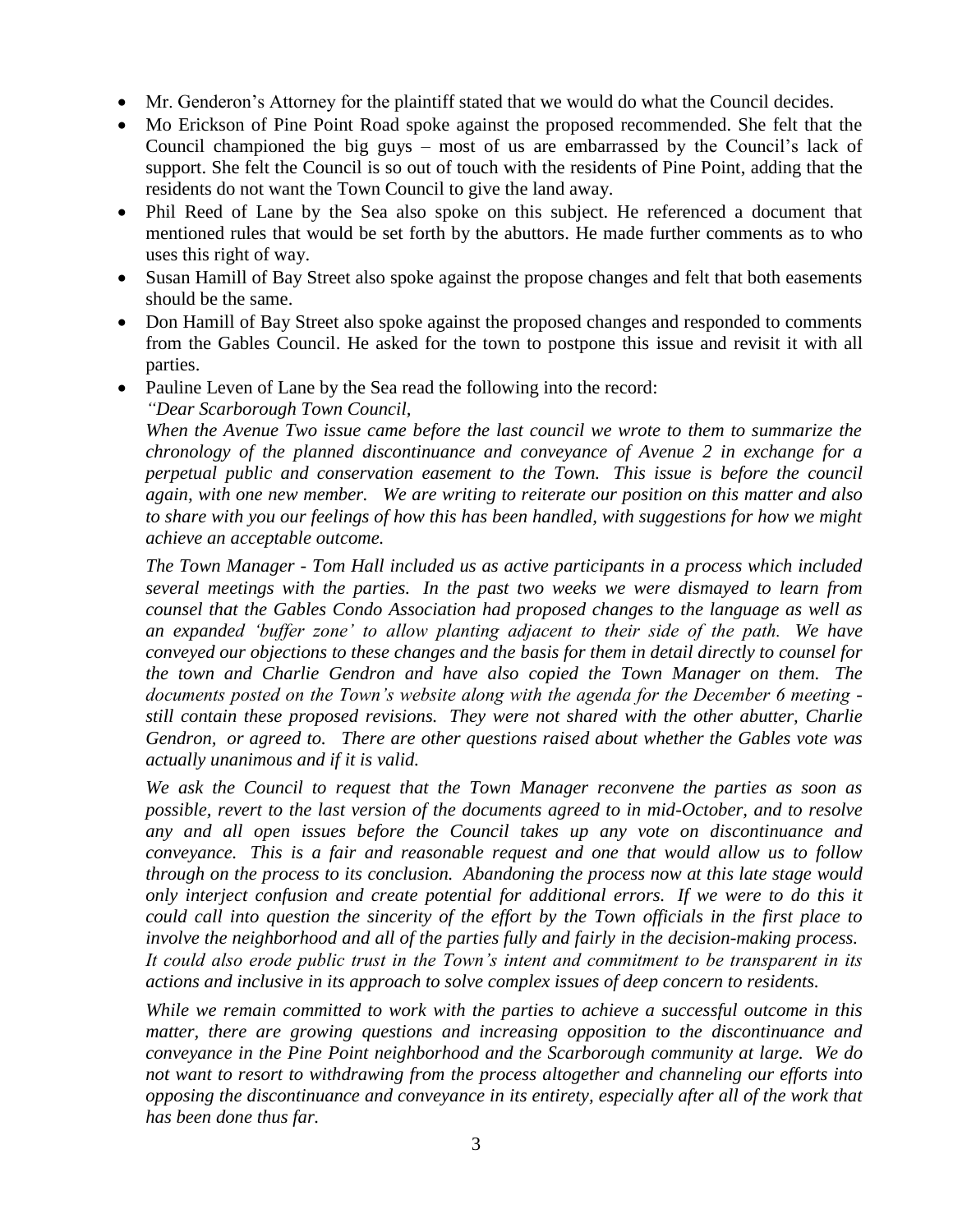- Mr. Genderon's Attorney for the plaintiff stated that we would do what the Council decides.
- Mo Erickson of Pine Point Road spoke against the proposed recommended. She felt that the Council championed the big guys – most of us are embarrassed by the Council's lack of support. She felt the Council is so out of touch with the residents of Pine Point, adding that the residents do not want the Town Council to give the land away.
- Phil Reed of Lane by the Sea also spoke on this subject. He referenced a document that mentioned rules that would be set forth by the abuttors. He made further comments as to who uses this right of way.
- Susan Hamill of Bay Street also spoke against the propose changes and felt that both easements should be the same.
- Don Hamill of Bay Street also spoke against the proposed changes and responded to comments from the Gables Council. He asked for the town to postpone this issue and revisit it with all parties.
- Pauline Leven of Lane by the Sea read the following into the record:

  *"Dear Scarborough Town Council,*

  *When the Avenue Two issue came before the last council we wrote to them to summarize the chronology of the planned discontinuance and conveyance of Avenue 2 in exchange for a perpetual public and conservation easement to the Town. This issue is before the council again, with one new member. We are writing to reiterate our position on this matter and also to share with you our feelings of how this has been handled, with suggestions for how we might achieve an acceptable outcome.*

  *The Town Manager - Tom Hall included us as active participants in a process which included several meetings with the parties. In the past two weeks we were dismayed to learn from counsel that the Gables Condo Association had proposed changes to the language as well as an expanded 'buffer zone' to allow planting adjacent to their side of the path. We have conveyed our objections to these changes and the basis for them in detail directly to counsel for the town and Charlie Gendron and have also copied the Town Manager on them. The documents posted on the Town's website along with the agenda for the December 6 meeting - still contain these proposed revisions. They were not shared with the other abutter, Charlie Gendron, or agreed to. There are other questions raised about whether the Gables vote was actually unanimous and if it is valid.*

  *We ask the Council to request that the Town Manager reconvene the parties as soon as possible, revert to the last version of the documents agreed to in mid-October, and to resolve any and all open issues before the Council takes up any vote on discontinuance and conveyance. This is a fair and reasonable request and one that would allow us to follow through on the process to its conclusion. Abandoning the process now at this late stage would only interject confusion and create potential for additional errors. If we were to do this it could call into question the sincerity of the effort by the Town officials in the first place to involve the neighborhood and all of the parties fully and fairly in the decision-making process. It could also erode public trust in the Town's intent and commitment to be transparent in its actions and inclusive in its approach to solve complex issues of deep concern to residents.*

  *While we remain committed to work with the parties to achieve a successful outcome in this matter, there are growing questions and increasing opposition to the discontinuance and conveyance in the Pine Point neighborhood and the Scarborough community at large. We do not want to resort to withdrawing from the process altogether and channeling our efforts into opposing the discontinuance and conveyance in its entirety, especially after all of the work that has been done thus far.*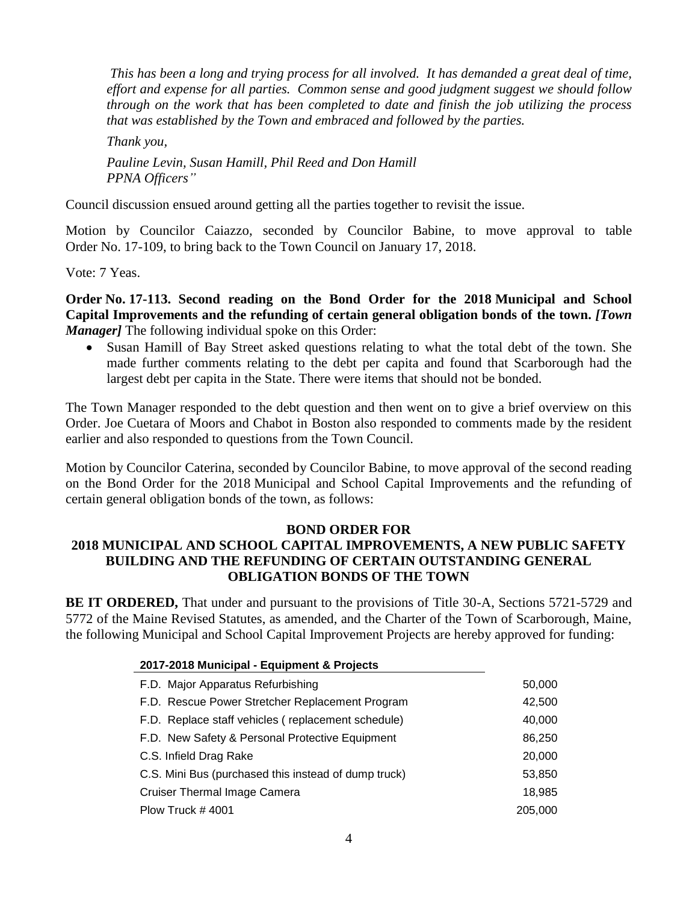*This has been a long and trying process for all involved. It has demanded a great deal of time, effort and expense for all parties. Common sense and good judgment suggest we should follow through on the work that has been completed to date and finish the job utilizing the process that was established by the Town and embraced and followed by the parties.*

*Thank you,*

*Pauline Levin, Susan Hamill, Phil Reed and Don Hamill*
*PPNA Officers"*

Council discussion ensued around getting all the parties together to revisit the issue.

Motion by Councilor Caiazzo, seconded by Councilor Babine, to move approval to table Order No. 17-109, to bring back to the Town Council on January 17, 2018.

Vote: 7 Yeas.

**Order No. 17-113. Second reading on the Bond Order for the 2018 Municipal and School Capital Improvements and the refunding of certain general obligation bonds of the town.** ***[Town Manager]*** The following individual spoke on this Order:

- Susan Hamill of Bay Street asked questions relating to what the total debt of the town. She made further comments relating to the debt per capita and found that Scarborough had the largest debt per capita in the State. There were items that should not be bonded.

The Town Manager responded to the debt question and then went on to give a brief overview on this Order. Joe Cuetara of Moors and Chabot in Boston also responded to comments made by the resident earlier and also responded to questions from the Town Council.

Motion by Councilor Caterina, seconded by Councilor Babine, to move approval of the second reading on the Bond Order for the 2018 Municipal and School Capital Improvements and the refunding of certain general obligation bonds of the town, as follows:

**BOND ORDER FOR**
**2018 MUNICIPAL AND SCHOOL CAPITAL IMPROVEMENTS, A NEW PUBLIC SAFETY BUILDING AND THE REFUNDING OF CERTAIN OUTSTANDING GENERAL OBLIGATION BONDS OF THE TOWN**

**BE IT ORDERED,** That under and pursuant to the provisions of Title 30-A, Sections 5721-5729 and 5772 of the Maine Revised Statutes, as amended, and the Charter of the Town of Scarborough, Maine, the following Municipal and School Capital Improvement Projects are hereby approved for funding:

| **2017-2018 Municipal - Equipment & Projects** | |
|---|---|
| F.D. Major Apparatus Refurbishing | 50,000 |
| F.D. Rescue Power Stretcher Replacement Program | 42,500 |
| F.D. Replace staff vehicles ( replacement schedule) | 40,000 |
| F.D. New Safety & Personal Protective Equipment | 86,250 |
| C.S. Infield Drag Rake | 20,000 |
| C.S. Mini Bus (purchased this instead of dump truck) | 53,850 |
| Cruiser Thermal Image Camera | 18,985 |
| Plow Truck # 4001 | 205,000 |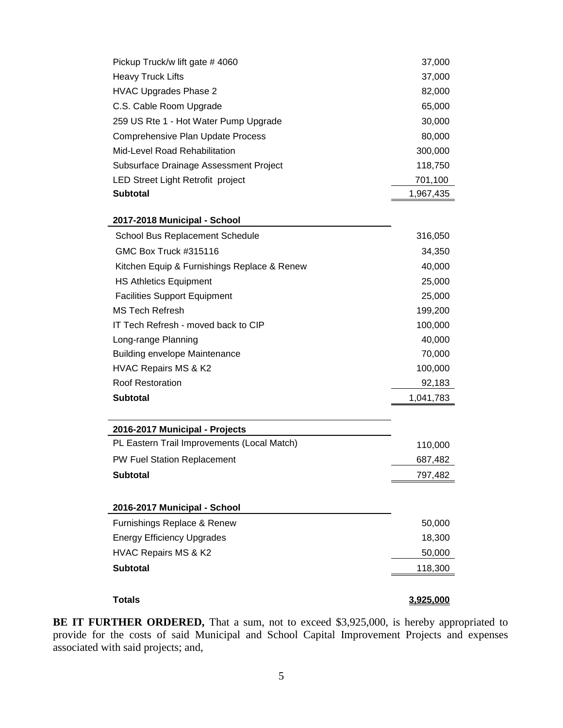| | |
|---|---|
| Pickup Truck/w lift gate # 4060 | 37,000 |
| Heavy Truck Lifts | 37,000 |
| HVAC Upgrades Phase 2 | 82,000 |
| C.S. Cable Room Upgrade | 65,000 |
| 259 US Rte 1 - Hot Water Pump Upgrade | 30,000 |
| Comprehensive Plan Update Process | 80,000 |
| Mid-Level Road Rehabilitation | 300,000 |
| Subsurface Drainage Assessment Project | 118,750 |
| LED Street Light Retrofit project | 701,100 |
| **Subtotal** | 1,967,435 |

| **2017-2018 Municipal - School** | |
|---|---|
| School Bus Replacement Schedule | 316,050 |
| GMC Box Truck #315116 | 34,350 |
| Kitchen Equip & Furnishings Replace & Renew | 40,000 |
| HS Athletics Equipment | 25,000 |
| Facilities Support Equipment | 25,000 |
| MS Tech Refresh | 199,200 |
| IT Tech Refresh - moved back to CIP | 100,000 |
| Long-range Planning | 40,000 |
| Building envelope Maintenance | 70,000 |
| HVAC Repairs MS & K2 | 100,000 |
| Roof Restoration | 92,183 |
| **Subtotal** | 1,041,783 |

| **2016-2017 Municipal - Projects** | |
|---|---|
| PL Eastern Trail Improvements (Local Match) | 110,000 |
| PW Fuel Station Replacement | 687,482 |
| **Subtotal** | 797,482 |

| **2016-2017 Municipal - School** | |
|---|---|
| Furnishings Replace & Renew | 50,000 |
| Energy Efficiency Upgrades | 18,300 |
| HVAC Repairs MS & K2 | 50,000 |
| **Subtotal** | 118,300 |
| **Totals** | **3,925,000** |

**BE IT FURTHER ORDERED,** That a sum, not to exceed $3,925,000, is hereby appropriated to provide for the costs of said Municipal and School Capital Improvement Projects and expenses associated with said projects; and,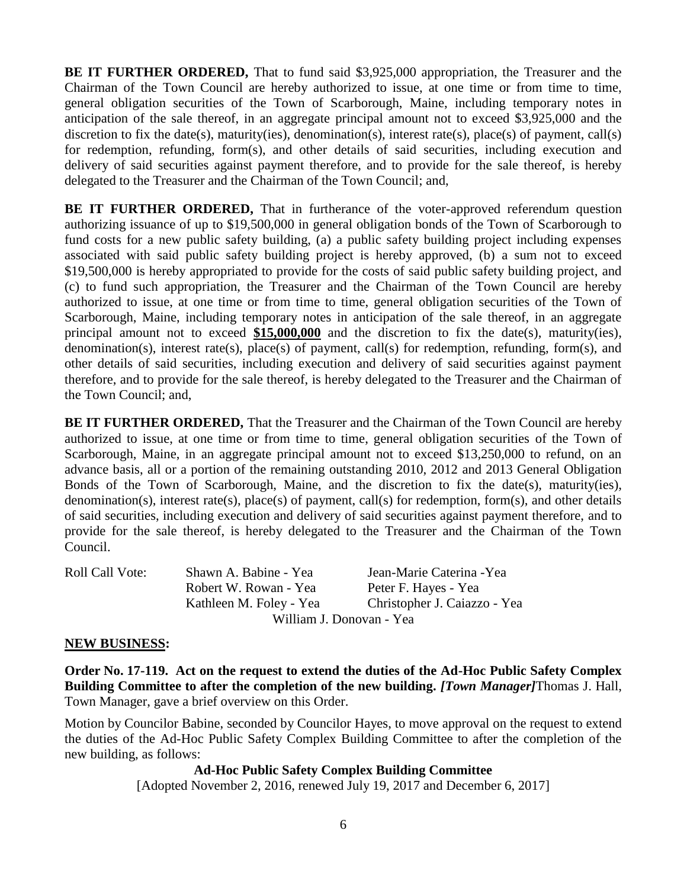**BE IT FURTHER ORDERED,** That to fund said $3,925,000 appropriation, the Treasurer and the Chairman of the Town Council are hereby authorized to issue, at one time or from time to time, general obligation securities of the Town of Scarborough, Maine, including temporary notes in anticipation of the sale thereof, in an aggregate principal amount not to exceed $3,925,000 and the discretion to fix the date(s), maturity(ies), denomination(s), interest rate(s), place(s) of payment, call(s) for redemption, refunding, form(s), and other details of said securities, including execution and delivery of said securities against payment therefore, and to provide for the sale thereof, is hereby delegated to the Treasurer and the Chairman of the Town Council; and,

**BE IT FURTHER ORDERED,** That in furtherance of the voter-approved referendum question authorizing issuance of up to $19,500,000 in general obligation bonds of the Town of Scarborough to fund costs for a new public safety building, (a) a public safety building project including expenses associated with said public safety building project is hereby approved, (b) a sum not to exceed $19,500,000 is hereby appropriated to provide for the costs of said public safety building project, and (c) to fund such appropriation, the Treasurer and the Chairman of the Town Council are hereby authorized to issue, at one time or from time to time, general obligation securities of the Town of Scarborough, Maine, including temporary notes in anticipation of the sale thereof, in an aggregate principal amount not to exceed **$15,000,000** and the discretion to fix the date(s), maturity(ies), denomination(s), interest rate(s), place(s) of payment, call(s) for redemption, refunding, form(s), and other details of said securities, including execution and delivery of said securities against payment therefore, and to provide for the sale thereof, is hereby delegated to the Treasurer and the Chairman of the Town Council; and,

**BE IT FURTHER ORDERED,** That the Treasurer and the Chairman of the Town Council are hereby authorized to issue, at one time or from time to time, general obligation securities of the Town of Scarborough, Maine, in an aggregate principal amount not to exceed $13,250,000 to refund, on an advance basis, all or a portion of the remaining outstanding 2010, 2012 and 2013 General Obligation Bonds of the Town of Scarborough, Maine, and the discretion to fix the date(s), maturity(ies), denomination(s), interest rate(s), place(s) of payment, call(s) for redemption, form(s), and other details of said securities, including execution and delivery of said securities against payment therefore, and to provide for the sale thereof, is hereby delegated to the Treasurer and the Chairman of the Town Council.

Roll Call Vote: Shawn A. Babine - Yea, Jean-Marie Caterina -Yea, Robert W. Rowan - Yea, Peter F. Hayes - Yea, Kathleen M. Foley - Yea, Christopher J. Caiazzo - Yea, William J. Donovan - Yea

## NEW BUSINESS:

**Order No. 17-119. Act on the request to extend the duties of the Ad-Hoc Public Safety Complex Building Committee to after the completion of the new building.** ***[Town Manager]*** Thomas J. Hall, Town Manager, gave a brief overview on this Order.

Motion by Councilor Babine, seconded by Councilor Hayes, to move approval on the request to extend the duties of the Ad-Hoc Public Safety Complex Building Committee to after the completion of the new building, as follows:

**Ad-Hoc Public Safety Complex Building Committee**

[Adopted November 2, 2016, renewed July 19, 2017 and December 6, 2017]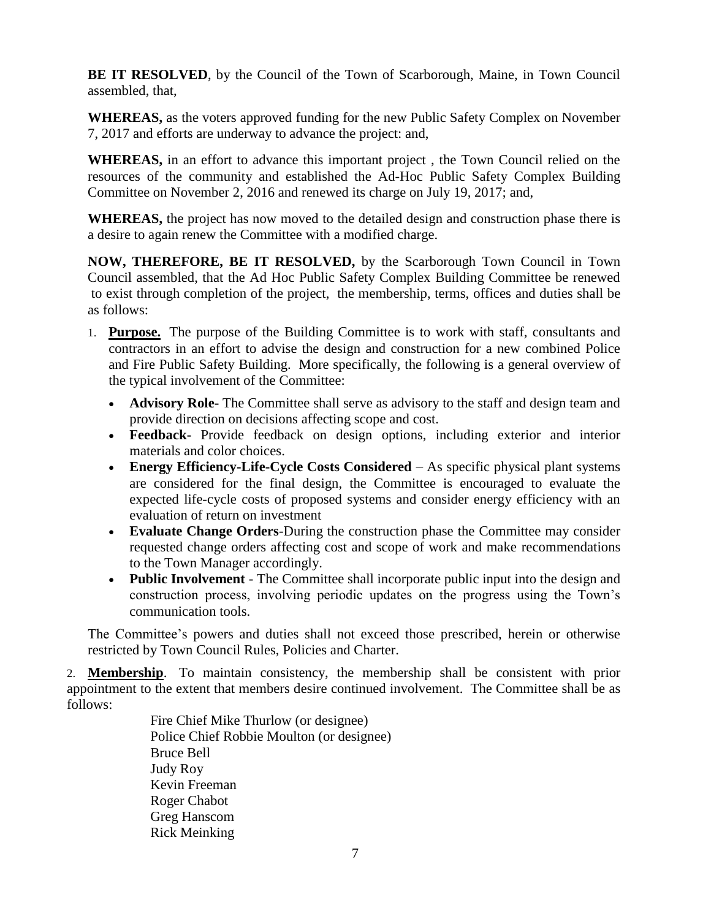**BE IT RESOLVED**, by the Council of the Town of Scarborough, Maine, in Town Council assembled, that,

**WHEREAS,** as the voters approved funding for the new Public Safety Complex on November 7, 2017 and efforts are underway to advance the project: and,

**WHEREAS,** in an effort to advance this important project , the Town Council relied on the resources of the community and established the Ad-Hoc Public Safety Complex Building Committee on November 2, 2016 and renewed its charge on July 19, 2017; and,

**WHEREAS,** the project has now moved to the detailed design and construction phase there is a desire to again renew the Committee with a modified charge.

**NOW, THEREFORE, BE IT RESOLVED,** by the Scarborough Town Council in Town Council assembled, that the Ad Hoc Public Safety Complex Building Committee be renewed to exist through completion of the project, the membership, terms, offices and duties shall be as follows:

1. **Purpose.** The purpose of the Building Committee is to work with staff, consultants and contractors in an effort to advise the design and construction for a new combined Police and Fire Public Safety Building. More specifically, the following is a general overview of the typical involvement of the Committee:
   - **Advisory Role-** The Committee shall serve as advisory to the staff and design team and provide direction on decisions affecting scope and cost.
   - **Feedback-** Provide feedback on design options, including exterior and interior materials and color choices.
   - **Energy Efficiency-Life-Cycle Costs Considered** – As specific physical plant systems are considered for the final design, the Committee is encouraged to evaluate the expected life-cycle costs of proposed systems and consider energy efficiency with an evaluation of return on investment
   - **Evaluate Change Orders**-During the construction phase the Committee may consider requested change orders affecting cost and scope of work and make recommendations to the Town Manager accordingly.
   - **Public Involvement** - The Committee shall incorporate public input into the design and construction process, involving periodic updates on the progress using the Town's communication tools.

   The Committee's powers and duties shall not exceed those prescribed, herein or otherwise restricted by Town Council Rules, Policies and Charter.

2. **Membership**. To maintain consistency, the membership shall be consistent with prior appointment to the extent that members desire continued involvement. The Committee shall be as follows:

   Fire Chief Mike Thurlow (or designee)
   Police Chief Robbie Moulton (or designee)
   Bruce Bell
   Judy Roy
   Kevin Freeman
   Roger Chabot
   Greg Hanscom
   Rick Meinking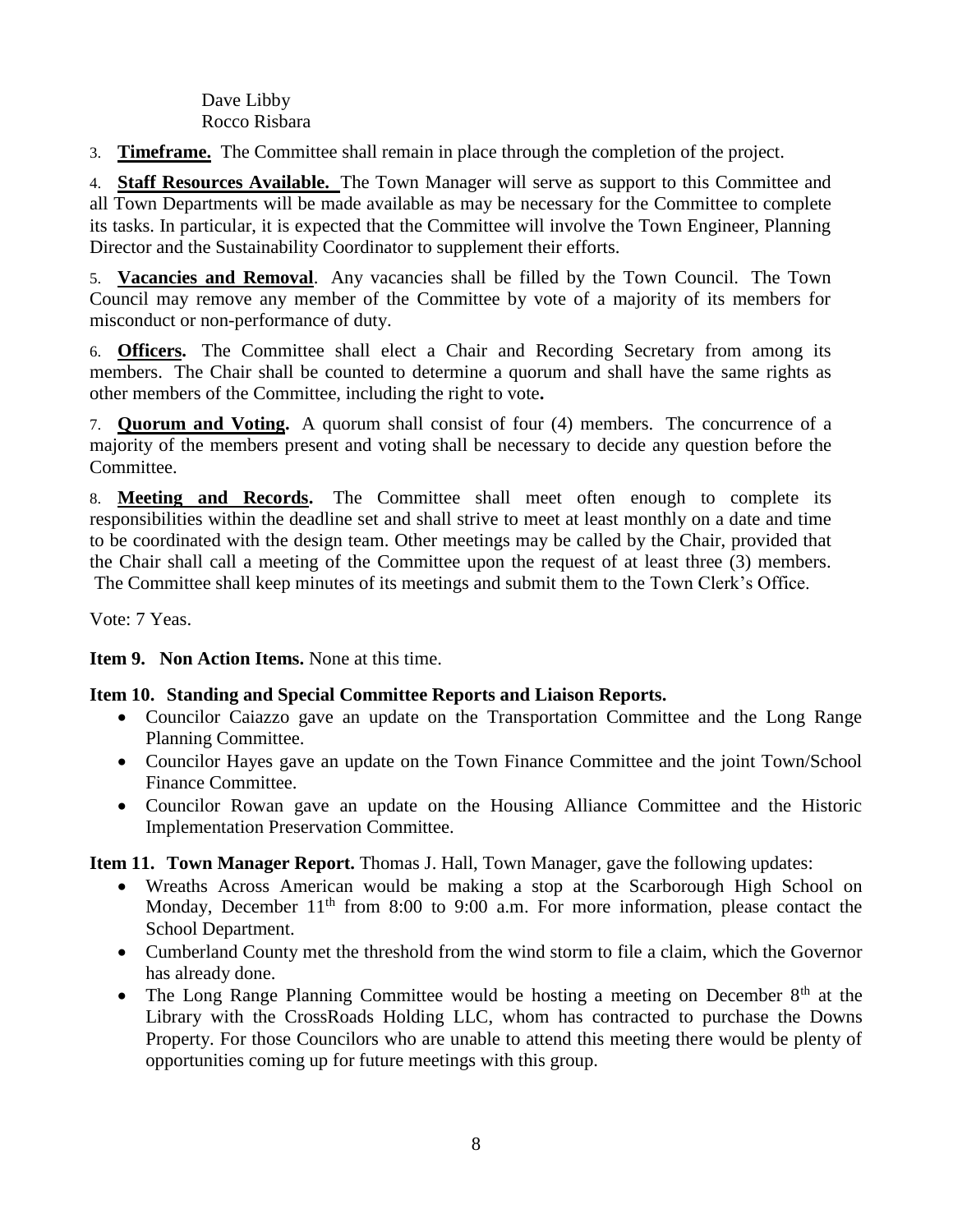Dave Libby
Rocco Risbara

3. **Timeframe.** The Committee shall remain in place through the completion of the project.

4. **Staff Resources Available.** The Town Manager will serve as support to this Committee and all Town Departments will be made available as may be necessary for the Committee to complete its tasks. In particular, it is expected that the Committee will involve the Town Engineer, Planning Director and the Sustainability Coordinator to supplement their efforts.

5. **Vacancies and Removal**. Any vacancies shall be filled by the Town Council. The Town Council may remove any member of the Committee by vote of a majority of its members for misconduct or non-performance of duty.

6. **Officers.** The Committee shall elect a Chair and Recording Secretary from among its members. The Chair shall be counted to determine a quorum and shall have the same rights as other members of the Committee, including the right to vote**.**

7. **Quorum and Voting.** A quorum shall consist of four (4) members. The concurrence of a majority of the members present and voting shall be necessary to decide any question before the Committee.

8. **Meeting and Records.** The Committee shall meet often enough to complete its responsibilities within the deadline set and shall strive to meet at least monthly on a date and time to be coordinated with the design team. Other meetings may be called by the Chair, provided that the Chair shall call a meeting of the Committee upon the request of at least three (3) members. The Committee shall keep minutes of its meetings and submit them to the Town Clerk's Office.

Vote: 7 Yeas.

**Item 9. Non Action Items.** None at this time.

**Item 10. Standing and Special Committee Reports and Liaison Reports.**

- Councilor Caiazzo gave an update on the Transportation Committee and the Long Range Planning Committee.
- Councilor Hayes gave an update on the Town Finance Committee and the joint Town/School Finance Committee.
- Councilor Rowan gave an update on the Housing Alliance Committee and the Historic Implementation Preservation Committee.

**Item 11. Town Manager Report.** Thomas J. Hall, Town Manager, gave the following updates:

- Wreaths Across American would be making a stop at the Scarborough High School on Monday, December 11th from 8:00 to 9:00 a.m. For more information, please contact the School Department.
- Cumberland County met the threshold from the wind storm to file a claim, which the Governor has already done.
- The Long Range Planning Committee would be hosting a meeting on December 8th at the Library with the CrossRoads Holding LLC, whom has contracted to purchase the Downs Property. For those Councilors who are unable to attend this meeting there would be plenty of opportunities coming up for future meetings with this group.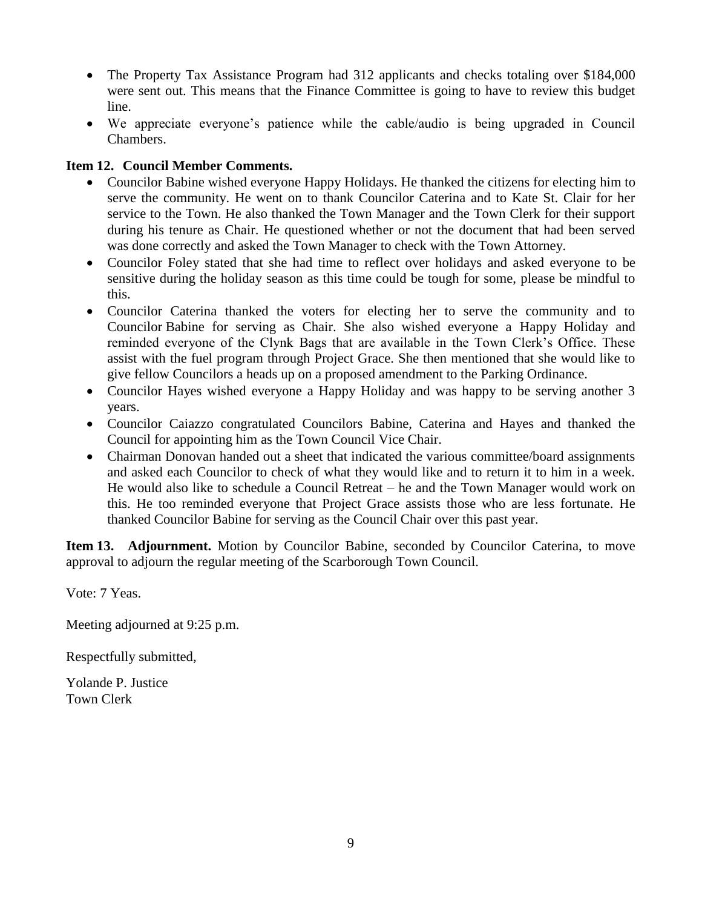- The Property Tax Assistance Program had 312 applicants and checks totaling over $184,000 were sent out. This means that the Finance Committee is going to have to review this budget line.
- We appreciate everyone's patience while the cable/audio is being upgraded in Council Chambers.

**Item 12. Council Member Comments.**

- Councilor Babine wished everyone Happy Holidays. He thanked the citizens for electing him to serve the community. He went on to thank Councilor Caterina and to Kate St. Clair for her service to the Town. He also thanked the Town Manager and the Town Clerk for their support during his tenure as Chair. He questioned whether or not the document that had been served was done correctly and asked the Town Manager to check with the Town Attorney.
- Councilor Foley stated that she had time to reflect over holidays and asked everyone to be sensitive during the holiday season as this time could be tough for some, please be mindful to this.
- Councilor Caterina thanked the voters for electing her to serve the community and to Councilor Babine for serving as Chair. She also wished everyone a Happy Holiday and reminded everyone of the Clynk Bags that are available in the Town Clerk's Office. These assist with the fuel program through Project Grace. She then mentioned that she would like to give fellow Councilors a heads up on a proposed amendment to the Parking Ordinance.
- Councilor Hayes wished everyone a Happy Holiday and was happy to be serving another 3 years.
- Councilor Caiazzo congratulated Councilors Babine, Caterina and Hayes and thanked the Council for appointing him as the Town Council Vice Chair.
- Chairman Donovan handed out a sheet that indicated the various committee/board assignments and asked each Councilor to check of what they would like and to return it to him in a week. He would also like to schedule a Council Retreat – he and the Town Manager would work on this. He too reminded everyone that Project Grace assists those who are less fortunate. He thanked Councilor Babine for serving as the Council Chair over this past year.

**Item 13. Adjournment.** Motion by Councilor Babine, seconded by Councilor Caterina, to move approval to adjourn the regular meeting of the Scarborough Town Council.

Vote: 7 Yeas.

Meeting adjourned at 9:25 p.m.

Respectfully submitted,

Yolande P. Justice
Town Clerk